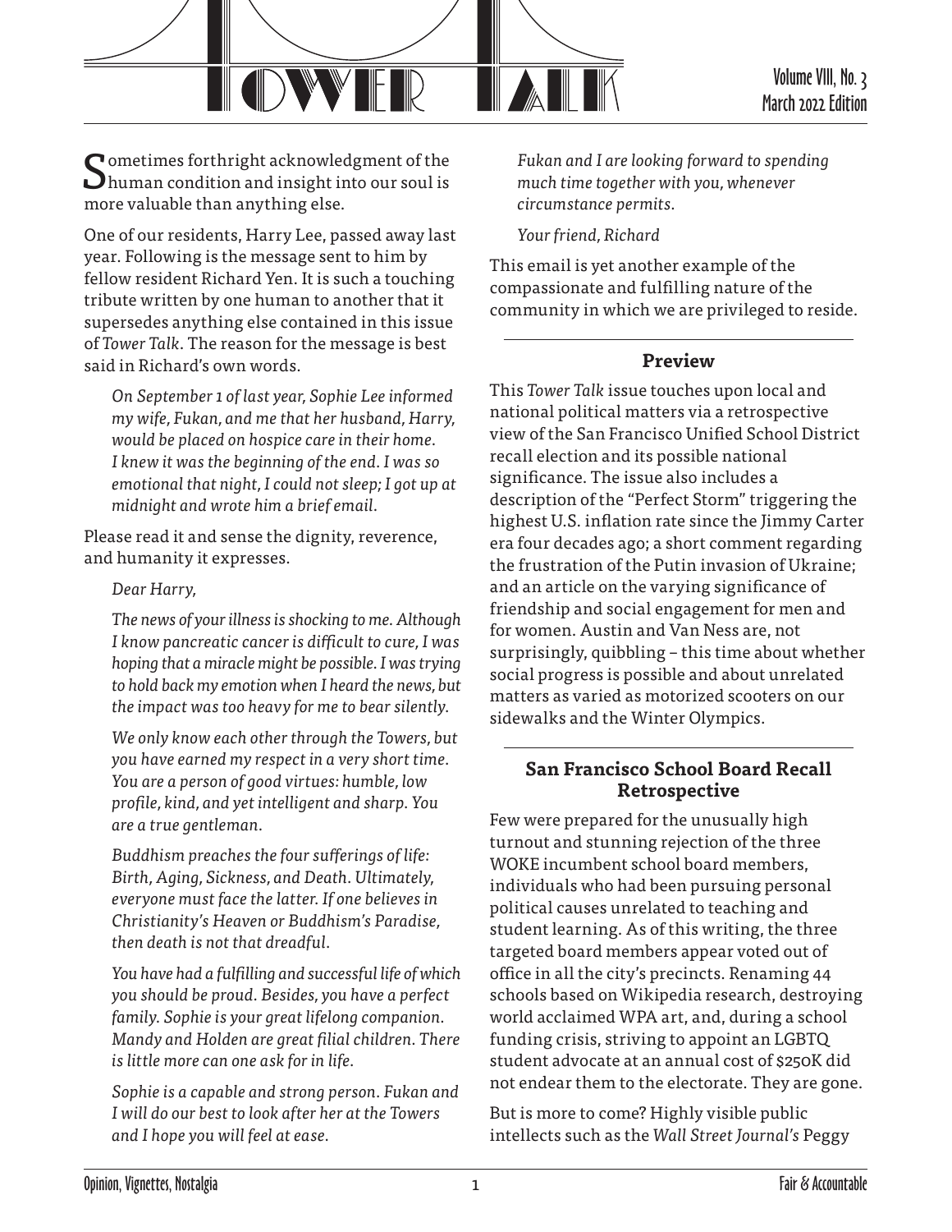# TOWER TALK

Volume VIII, No. 3
March 2022 Edition

Sometimes forthright acknowledgment of the human condition and insight into our soul is more valuable than anything else.

One of our residents, Harry Lee, passed away last year. Following is the message sent to him by fellow resident Richard Yen. It is such a touching tribute written by one human to another that it supersedes anything else contained in this issue of *Tower Talk*. The reason for the message is best said in Richard's own words.

> *On September 1 of last year, Sophie Lee informed my wife, Fukan, and me that her husband, Harry, would be placed on hospice care in their home. I knew it was the beginning of the end. I was so emotional that night, I could not sleep; I got up at midnight and wrote him a brief email.*

Please read it and sense the dignity, reverence, and humanity it expresses.

> *Dear Harry,*
>
> *The news of your illness is shocking to me. Although I know pancreatic cancer is difficult to cure, I was hoping that a miracle might be possible. I was trying to hold back my emotion when I heard the news, but the impact was too heavy for me to bear silently.*
>
> *We only know each other through the Towers, but you have earned my respect in a very short time. You are a person of good virtues: humble, low profile, kind, and yet intelligent and sharp. You are a true gentleman.*
>
> *Buddhism preaches the four sufferings of life: Birth, Aging, Sickness, and Death. Ultimately, everyone must face the latter. If one believes in Christianity's Heaven or Buddhism's Paradise, then death is not that dreadful.*
>
> *You have had a fulfilling and successful life of which you should be proud. Besides, you have a perfect family. Sophie is your great lifelong companion. Mandy and Holden are great filial children. There is little more can one ask for in life.*
>
> *Sophie is a capable and strong person. Fukan and I will do our best to look after her at the Towers and I hope you will feel at ease.*
>
> *Fukan and I are looking forward to spending much time together with you, whenever circumstance permits.*
>
> *Your friend, Richard*

This email is yet another example of the compassionate and fulfilling nature of the community in which we are privileged to reside.

## Preview

This *Tower Talk* issue touches upon local and national political matters via a retrospective view of the San Francisco Unified School District recall election and its possible national significance. The issue also includes a description of the "Perfect Storm" triggering the highest U.S. inflation rate since the Jimmy Carter era four decades ago; a short comment regarding the frustration of the Putin invasion of Ukraine; and an article on the varying significance of friendship and social engagement for men and for women. Austin and Van Ness are, not surprisingly, quibbling – this time about whether social progress is possible and about unrelated matters as varied as motorized scooters on our sidewalks and the Winter Olympics.

## San Francisco School Board Recall Retrospective

Few were prepared for the unusually high turnout and stunning rejection of the three WOKE incumbent school board members, individuals who had been pursuing personal political causes unrelated to teaching and student learning. As of this writing, the three targeted board members appear voted out of office in all the city's precincts. Renaming 44 schools based on Wikipedia research, destroying world acclaimed WPA art, and, during a school funding crisis, striving to appoint an LGBTQ student advocate at an annual cost of $250K did not endear them to the electorate. They are gone.

But is more to come? Highly visible public intellects such as the *Wall Street Journal's* Peggy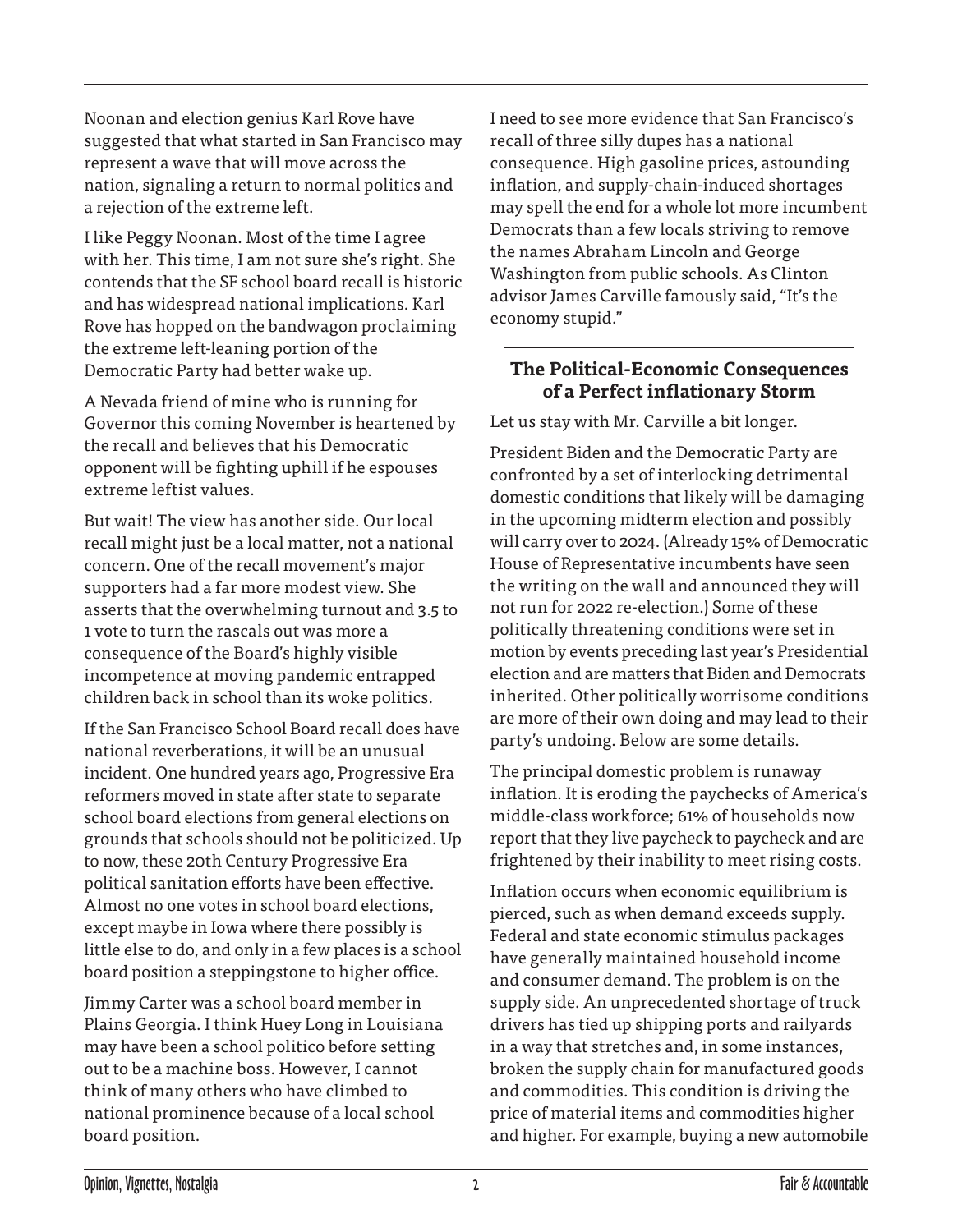Noonan and election genius Karl Rove have suggested that what started in San Francisco may represent a wave that will move across the nation, signaling a return to normal politics and a rejection of the extreme left.

I like Peggy Noonan. Most of the time I agree with her. This time, I am not sure she's right. She contends that the SF school board recall is historic and has widespread national implications. Karl Rove has hopped on the bandwagon proclaiming the extreme left-leaning portion of the Democratic Party had better wake up.

A Nevada friend of mine who is running for Governor this coming November is heartened by the recall and believes that his Democratic opponent will be fighting uphill if he espouses extreme leftist values.

But wait! The view has another side. Our local recall might just be a local matter, not a national concern. One of the recall movement's major supporters had a far more modest view. She asserts that the overwhelming turnout and 3.5 to 1 vote to turn the rascals out was more a consequence of the Board's highly visible incompetence at moving pandemic entrapped children back in school than its woke politics.

If the San Francisco School Board recall does have national reverberations, it will be an unusual incident. One hundred years ago, Progressive Era reformers moved in state after state to separate school board elections from general elections on grounds that schools should not be politicized. Up to now, these 20th Century Progressive Era political sanitation efforts have been effective. Almost no one votes in school board elections, except maybe in Iowa where there possibly is little else to do, and only in a few places is a school board position a steppingstone to higher office.

Jimmy Carter was a school board member in Plains Georgia. I think Huey Long in Louisiana may have been a school politico before setting out to be a machine boss. However, I cannot think of many others who have climbed to national prominence because of a local school board position.

I need to see more evidence that San Francisco's recall of three silly dupes has a national consequence. High gasoline prices, astounding inflation, and supply-chain-induced shortages may spell the end for a whole lot more incumbent Democrats than a few locals striving to remove the names Abraham Lincoln and George Washington from public schools. As Clinton advisor James Carville famously said, "It's the economy stupid."

## The Political-Economic Consequences of a Perfect inflationary Storm

Let us stay with Mr. Carville a bit longer.

President Biden and the Democratic Party are confronted by a set of interlocking detrimental domestic conditions that likely will be damaging in the upcoming midterm election and possibly will carry over to 2024. (Already 15% of Democratic House of Representative incumbents have seen the writing on the wall and announced they will not run for 2022 re-election.) Some of these politically threatening conditions were set in motion by events preceding last year's Presidential election and are matters that Biden and Democrats inherited. Other politically worrisome conditions are more of their own doing and may lead to their party's undoing. Below are some details.

The principal domestic problem is runaway inflation. It is eroding the paychecks of America's middle-class workforce; 61% of households now report that they live paycheck to paycheck and are frightened by their inability to meet rising costs.

Inflation occurs when economic equilibrium is pierced, such as when demand exceeds supply. Federal and state economic stimulus packages have generally maintained household income and consumer demand. The problem is on the supply side. An unprecedented shortage of truck drivers has tied up shipping ports and railyards in a way that stretches and, in some instances, broken the supply chain for manufactured goods and commodities. This condition is driving the price of material items and commodities higher and higher. For example, buying a new automobile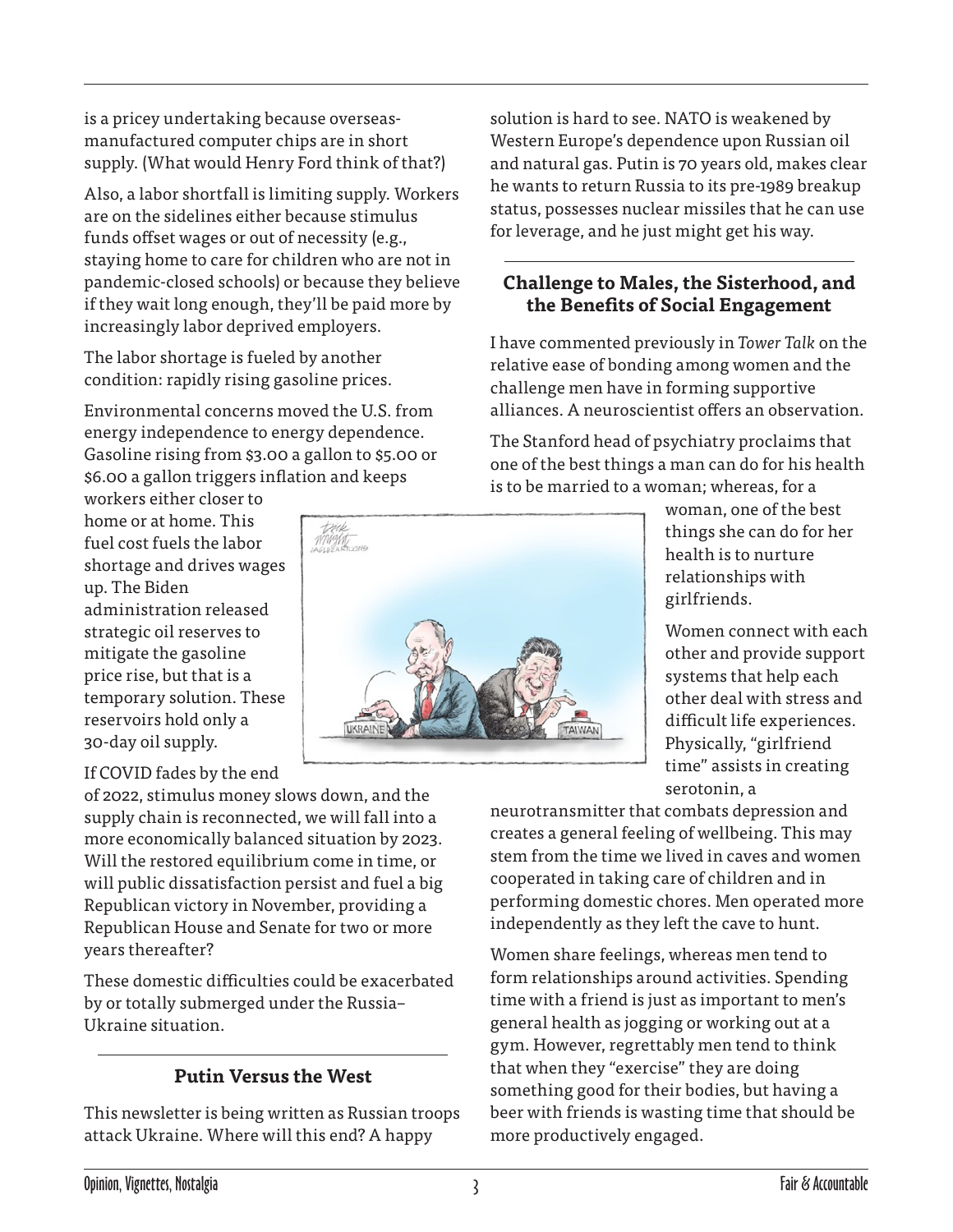is a pricey undertaking because overseas-manufactured computer chips are in short supply. (What would Henry Ford think of that?)

Also, a labor shortfall is limiting supply. Workers are on the sidelines either because stimulus funds offset wages or out of necessity (e.g., staying home to care for children who are not in pandemic-closed schools) or because they believe if they wait long enough, they'll be paid more by increasingly labor deprived employers.

The labor shortage is fueled by another condition: rapidly rising gasoline prices.

Environmental concerns moved the U.S. from energy independence to energy dependence. Gasoline rising from $3.00 a gallon to $5.00 or $6.00 a gallon triggers inflation and keeps workers either closer to home or at home. This fuel cost fuels the labor shortage and drives wages up. The Biden administration released strategic oil reserves to mitigate the gasoline price rise, but that is a temporary solution. These reservoirs hold only a 30-day oil supply.

If COVID fades by the end of 2022, stimulus money slows down, and the supply chain is reconnected, we will fall into a more economically balanced situation by 2023. Will the restored equilibrium come in time, or will public dissatisfaction persist and fuel a big Republican victory in November, providing a Republican House and Senate for two or more years thereafter?

These domestic difficulties could be exacerbated by or totally submerged under the Russia–Ukraine situation.

## Putin Versus the West

This newsletter is being written as Russian troops attack Ukraine. Where will this end? A happy solution is hard to see. NATO is weakened by Western Europe's dependence upon Russian oil and natural gas. Putin is 70 years old, makes clear he wants to return Russia to its pre-1989 breakup status, possesses nuclear missiles that he can use for leverage, and he just might get his way.

## Challenge to Males, the Sisterhood, and the Benefits of Social Engagement

I have commented previously in *Tower Talk* on the relative ease of bonding among women and the challenge men have in forming supportive alliances. A neuroscientist offers an observation.

The Stanford head of psychiatry proclaims that one of the best things a man can do for his health is to be married to a woman; whereas, for a woman, one of the best things she can do for her health is to nurture relationships with girlfriends.

Women connect with each other and provide support systems that help each other deal with stress and difficult life experiences. Physically, "girlfriend time" assists in creating serotonin, a neurotransmitter that combats depression and creates a general feeling of wellbeing. This may stem from the time we lived in caves and women cooperated in taking care of children and in performing domestic chores. Men operated more independently as they left the cave to hunt.

Women share feelings, whereas men tend to form relationships around activities. Spending time with a friend is just as important to men's general health as jogging or working out at a gym. However, regrettably men tend to think that when they "exercise" they are doing something good for their bodies, but having a beer with friends is wasting time that should be more productively engaged.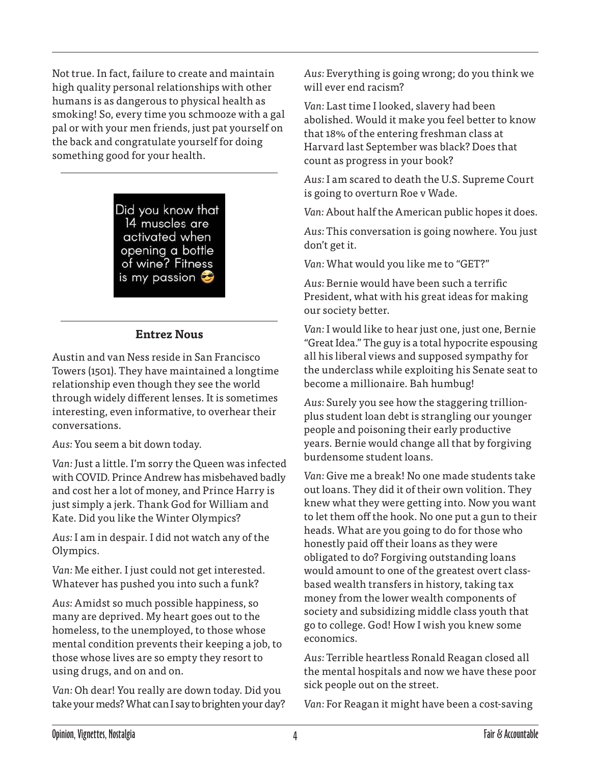Not true. In fact, failure to create and maintain high quality personal relationships with other humans is as dangerous to physical health as smoking! So, every time you schmooze with a gal pal or with your men friends, just pat yourself on the back and congratulate yourself for doing something good for your health.

---

Did you know that 14 muscles are activated when opening a bottle of wine? Fitness is my passion 😎

---

### Entrez Nous

Austin and van Ness reside in San Francisco Towers (1501). They have maintained a longtime relationship even though they see the world through widely different lenses. It is sometimes interesting, even informative, to overhear their conversations.

*Aus:* You seem a bit down today.

*Van:* Just a little. I'm sorry the Queen was infected with COVID. Prince Andrew has misbehaved badly and cost her a lot of money, and Prince Harry is just simply a jerk. Thank God for William and Kate. Did you like the Winter Olympics?

*Aus:* I am in despair. I did not watch any of the Olympics.

*Van:* Me either. I just could not get interested. Whatever has pushed you into such a funk?

*Aus:* Amidst so much possible happiness, so many are deprived. My heart goes out to the homeless, to the unemployed, to those whose mental condition prevents their keeping a job, to those whose lives are so empty they resort to using drugs, and on and on.

*Van:* Oh dear! You really are down today. Did you take your meds? What can I say to brighten your day?

*Aus:* Everything is going wrong; do you think we will ever end racism?

*Van:* Last time I looked, slavery had been abolished. Would it make you feel better to know that 18% of the entering freshman class at Harvard last September was black? Does that count as progress in your book?

*Aus:* I am scared to death the U.S. Supreme Court is going to overturn Roe v Wade.

*Van:* About half the American public hopes it does.

*Aus:* This conversation is going nowhere. You just don't get it.

*Van:* What would you like me to "GET?"

*Aus:* Bernie would have been such a terrific President, what with his great ideas for making our society better.

*Van:* I would like to hear just one, just one, Bernie "Great Idea." The guy is a total hypocrite espousing all his liberal views and supposed sympathy for the underclass while exploiting his Senate seat to become a millionaire. Bah humbug!

*Aus:* Surely you see how the staggering trillion-plus student loan debt is strangling our younger people and poisoning their early productive years. Bernie would change all that by forgiving burdensome student loans.

*Van:* Give me a break! No one made students take out loans. They did it of their own volition. They knew what they were getting into. Now you want to let them off the hook. No one put a gun to their heads. What are you going to do for those who honestly paid off their loans as they were obligated to do? Forgiving outstanding loans would amount to one of the greatest overt class-based wealth transfers in history, taking tax money from the lower wealth components of society and subsidizing middle class youth that go to college. God! How I wish you knew some economics.

*Aus:* Terrible heartless Ronald Reagan closed all the mental hospitals and now we have these poor sick people out on the street.

*Van:* For Reagan it might have been a cost-saving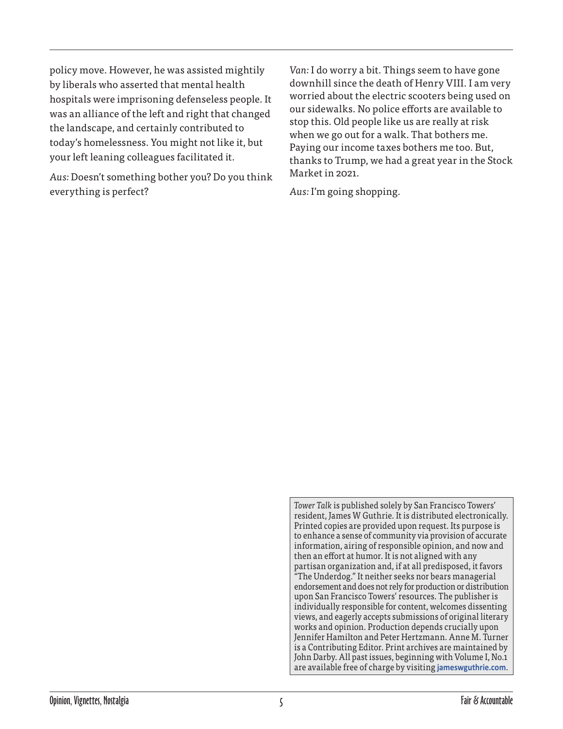policy move. However, he was assisted mightily by liberals who asserted that mental health hospitals were imprisoning defenseless people. It was an alliance of the left and right that changed the landscape, and certainly contributed to today's homelessness. You might not like it, but your left leaning colleagues facilitated it.

*Aus:* Doesn't something bother you? Do you think everything is perfect?

*Van:* I do worry a bit. Things seem to have gone downhill since the death of Henry VIII. I am very worried about the electric scooters being used on our sidewalks. No police efforts are available to stop this. Old people like us are really at risk when we go out for a walk. That bothers me. Paying our income taxes bothers me too. But, thanks to Trump, we had a great year in the Stock Market in 2021.

*Aus:* I'm going shopping.

*Tower Talk* is published solely by San Francisco Towers' resident, James W Guthrie. It is distributed electronically. Printed copies are provided upon request. Its purpose is to enhance a sense of community via provision of accurate information, airing of responsible opinion, and now and then an effort at humor. It is not aligned with any partisan organization and, if at all predisposed, it favors "The Underdog." It neither seeks nor bears managerial endorsement and does not rely for production or distribution upon San Francisco Towers' resources. The publisher is individually responsible for content, welcomes dissenting views, and eagerly accepts submissions of original literary works and opinion. Production depends crucially upon Jennifer Hamilton and Peter Hertzmann. Anne M. Turner is a Contributing Editor. Print archives are maintained by John Darby. All past issues, beginning with Volume I, No.1 are available free of charge by visiting **jameswguthrie.com**.